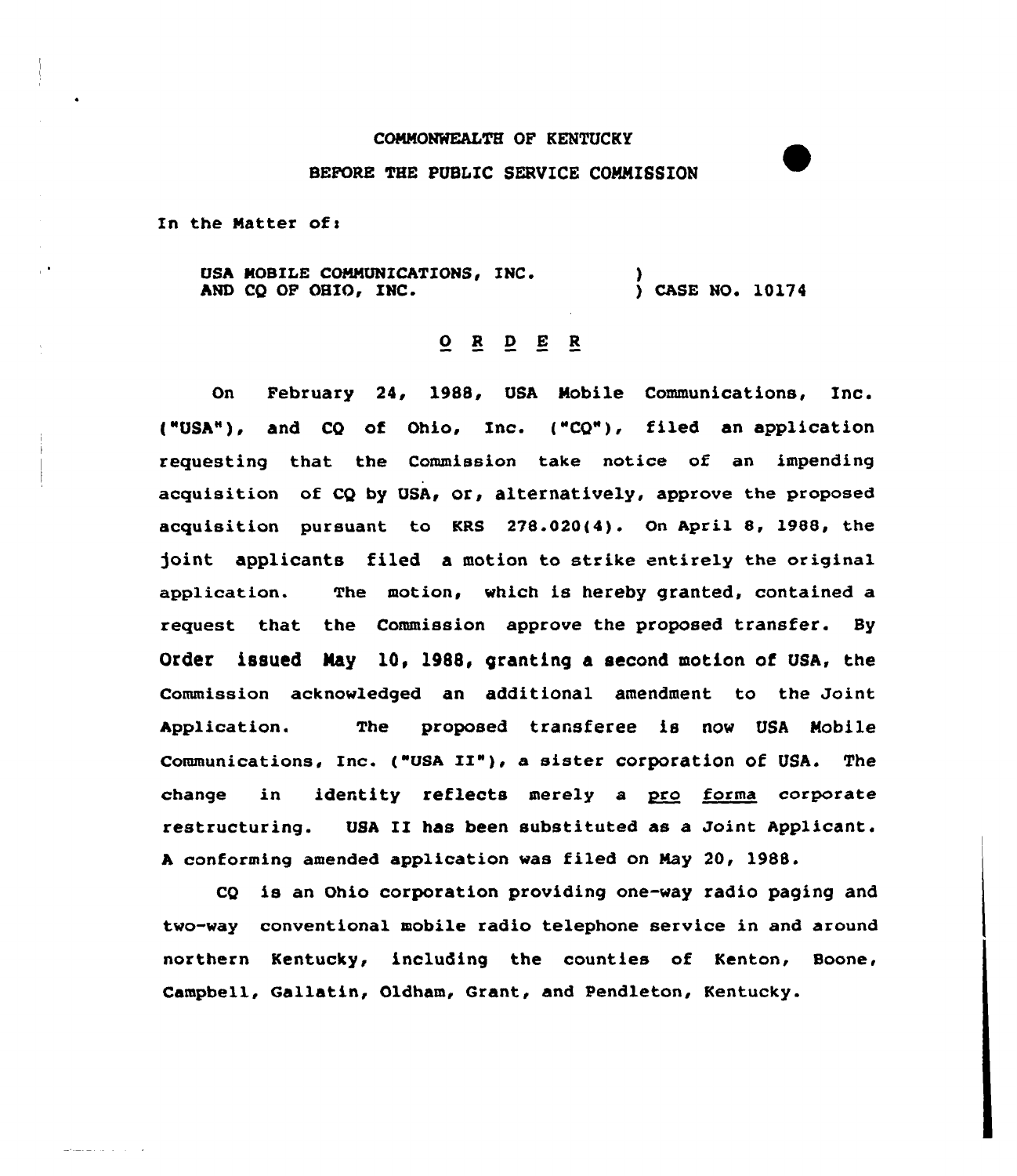COMMONWEALTH OF KENTUCKY

BEFORE THE PUBLIC SERVICE COMMISSION

In the Matter of:

USA MOBILE COMMUNICATIONS, INC. AND CQ OF OHIO, INC. ) CASE NO. 10174

O R D E R

On February 24, 1988, USA Mobile Communications, Inc. ("USA"), and CQ of Ohio, Inc. ("CQ"), filed an application requesting that the Commission take notice of an impending acquisition of CQ by USA, or, alternatively, approve the proposed acquisition pursuant to KRS 278.020(4). On April 8, 1988, the joint applicants filed a motion to strike entirely the original application. The motion, which is hereby granted, contained a request that the Commission approve the proposed transfer. By Order issued May 10, 1988, granting a second motion of USA, the Commission acknowledged an additional amendment to the Joint Application. The proposed transferee is now USA Mobile Communications, Inc. ("USA II"), a sister corporation of USA. The change in identity reflects merely a pro forma corporate restructuring. USA II has been substituted as a Joint Applicant. A conforming amended application was filed on May 20, 1988.

CQ is an Ohio corporation providing one-way radio paging and two-way conventional mobile radio telephone service in and around northern Kentucky, including the counties of Kenton, Boone, Campbell, Gallatin, Oldham, Grant, and Pendleton, Kentucky.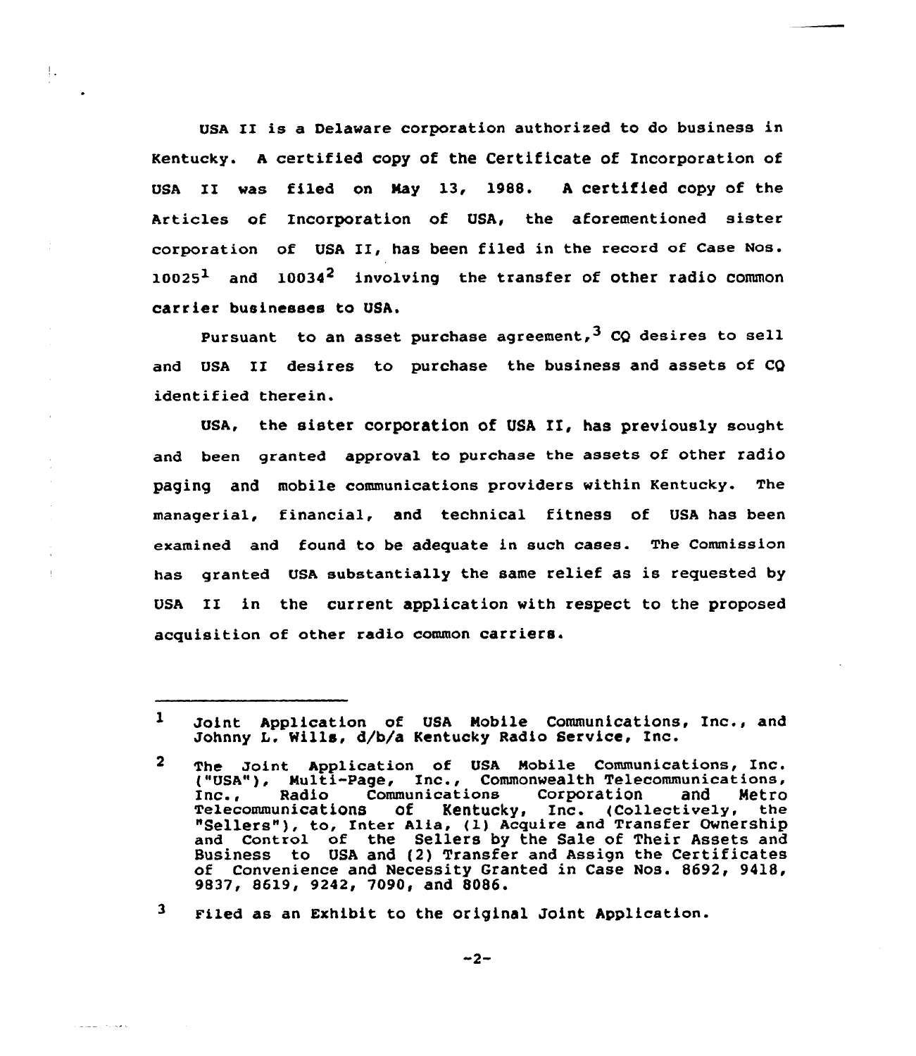USA II is a Delaware corporation authorized to do business in Kentucky. A certified copy of the Certificate of Incorporation of USA II was filed on May 13, 1988. A certified copy of the Articles of Incorporation of USA, the aforementioned sister corporation of USA II, has been filed in the record of Case Nos. 10025[1] and 10034[2] involving the transfer of other radio common carrier businesses to USA.

Pursuant to an asset purchase agreement,[3] CQ desires to sell and USA II desires to purchase the business and assets of CQ identified therein.

USA, the sister corporation of USA II, has previously sought and been granted approval to purchase the assets of other radio paging and mobile communications providers within Kentucky. The managerial, financial, and technical fitness of USA has been examined and found to be adequate in such cases. The Commission has granted USA substantially the same relief as is requested by USA II in the current application with respect to the proposed acquisition of other radio common carriers.

---

[1] Joint Application of USA Mobile Communications, Inc., and Johnny L. Wills, d/b/a Kentucky Radio Service, Inc.

[2] The Joint Application of USA Mobile Communications, Inc. ("USA"), Multi-Page, Inc., Commonwealth Telecommunications, Inc., Radio Communications Corporation and Metro Telecommunications of Kentucky, Inc. (Collectively, the "Sellers"), to, Inter Alia, (1) Acquire and Transfer Ownership and Control of the Sellers by the Sale of Their Assets and Business to USA and (2) Transfer and Assign the Certificates of Convenience and Necessity Granted in Case Nos. 8692, 9418, 9837, 8619, 9242, 7090, and 8086.

[3] Filed as an Exhibit to the original Joint Application.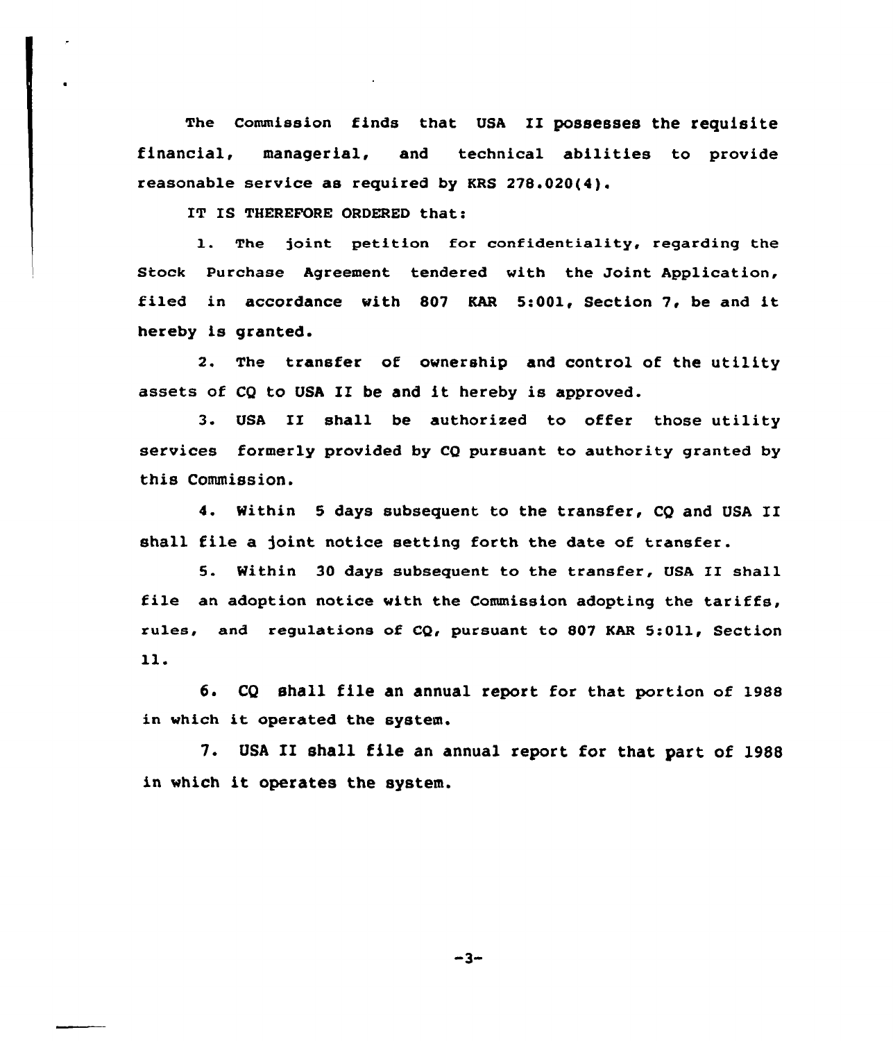The Commission finds that USA II possesses the requisite financial, managerial, and technical abilities to provide reasonable service as required by KRS 278.020(4).

IT IS THEREFORE ORDERED that:

1. The joint petition for confidentiality, regarding the Stock Purchase Agreement tendered with the Joint Application, filed in accordance with 807 KAR 5:001, Section 7, be and it hereby is granted.

2. The transfer of ownership and control of the utility assets of CQ to USA II be and it hereby is approved.

3. USA II shall be authorized to offer those utility services formerly provided by CQ pursuant to authority granted by this Commission.

4. Within 5 days subsequent to the transfer, CQ and USA II shall file a joint notice setting forth the date of transfer.

5. Within 30 days subsequent to the transfer, USA II shall file an adoption notice with the Commission adopting the tariffs, rules, and regulations of CQ, pursuant to 807 KAR 5:011, Section 11.

6. CQ shall file an annual report for that portion of 1988 in which it operated the system.

7. USA II shall file an annual report for that part of 1988 in which it operates the system.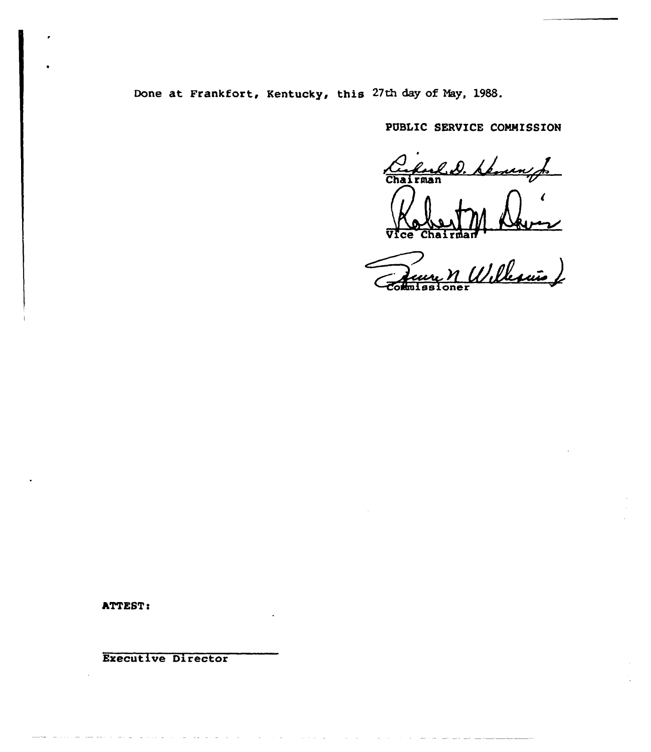Done at Frankfort, Kentucky, this 27th day of May, 1988.

PUBLIC SERVICE COMMISSION

Chairman

Vice Chairman

Commissioner

ATTEST:

Executive Director